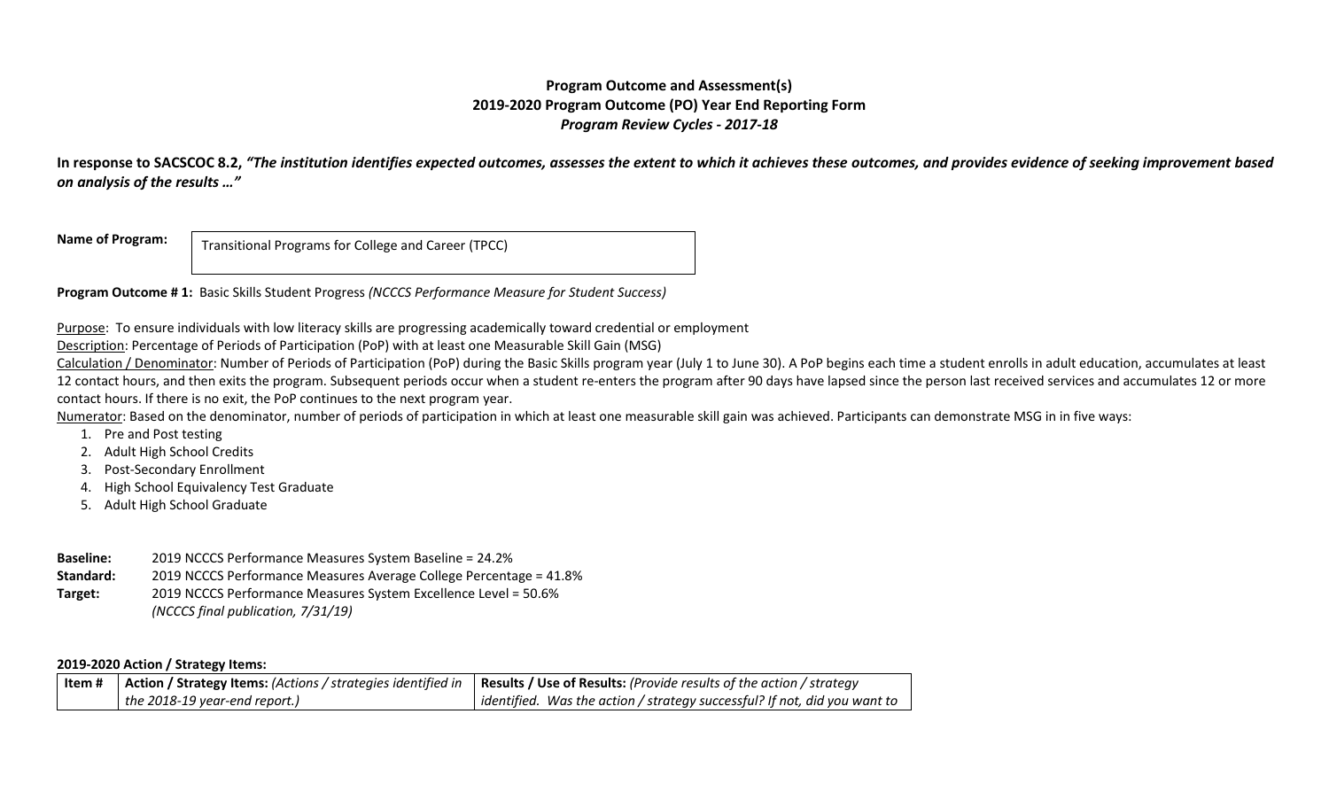**Program Outcome and Assessment(s)**
**2019-2020 Program Outcome (PO) Year End Reporting Form**
***Program Review Cycles - 2017-18***

**In response to SACSCOC 8.2, *"The institution identifies expected outcomes, assesses the extent to which it achieves these outcomes, and provides evidence of seeking improvement based on analysis of the results …"***

**Name of Program:** Transitional Programs for College and Career (TPCC)

**Program Outcome # 1:** Basic Skills Student Progress *(NCCCS Performance Measure for Student Success)*

Purpose: To ensure individuals with low literacy skills are progressing academically toward credential or employment

Description: Percentage of Periods of Participation (PoP) with at least one Measurable Skill Gain (MSG)

Calculation / Denominator: Number of Periods of Participation (PoP) during the Basic Skills program year (July 1 to June 30). A PoP begins each time a student enrolls in adult education, accumulates at least 12 contact hours, and then exits the program. Subsequent periods occur when a student re-enters the program after 90 days have lapsed since the person last received services and accumulates 12 or more contact hours. If there is no exit, the PoP continues to the next program year.

Numerator: Based on the denominator, number of periods of participation in which at least one measurable skill gain was achieved. Participants can demonstrate MSG in in five ways:

1. Pre and Post testing
2. Adult High School Credits
3. Post-Secondary Enrollment
4. High School Equivalency Test Graduate
5. Adult High School Graduate

**Baseline:** 2019 NCCCS Performance Measures System Baseline = 24.2%
**Standard:** 2019 NCCCS Performance Measures Average College Percentage = 41.8%
**Target:** 2019 NCCCS Performance Measures System Excellence Level = 50.6%
*(NCCCS final publication, 7/31/19)*

**2019-2020 Action / Strategy Items:**

| Item # | Action / Strategy Items: *(Actions / strategies identified in the 2018-19 year-end report.)* | Results / Use of Results: *(Provide results of the action / strategy identified. Was the action / strategy successful? If not, did you want to* |
|---|---|---|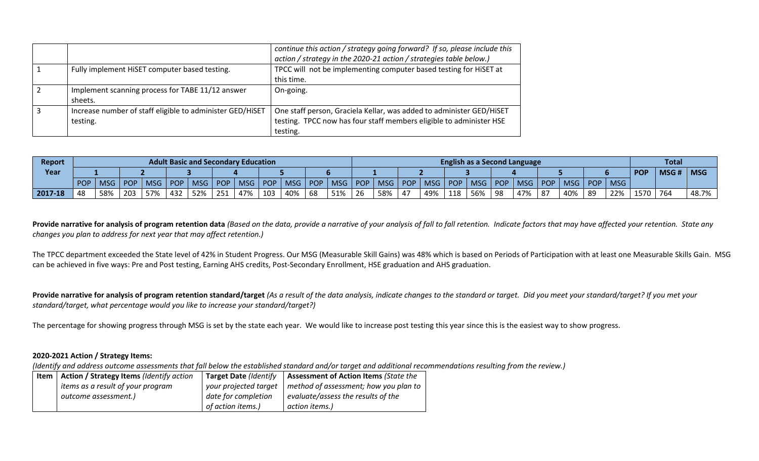| | | continue this action / strategy going forward? If so, please include this action / strategy in the 2020-21 action / strategies table below.) |
|---|---|---|
| 1 | Fully implement HiSET computer based testing. | TPCC will not be implementing computer based testing for HiSET at this time. |
| 2 | Implement scanning process for TABE 11/12 answer sheets. | On-going. |
| 3 | Increase number of staff eligible to administer GED/HiSET testing. | One staff person, Graciela Kellar, was added to administer GED/HiSET testing. TPCC now has four staff members eligible to administer HSE testing. |

| Report Year | Adult Basic and Secondary Education | | | | | | | | | | | | English as a Second Language | | | | | | | | | | | | Total | | |
|---|---|---|---|---|---|---|---|---|---|---|---|---|---|---|---|---|---|---|---|---|---|---|---|---|---|---|---|
| | 1 | | 2 | | 3 | | 4 | | 5 | | 6 | | 1 | | 2 | | 3 | | 4 | | 5 | | 6 | | POP | MSG # | MSG |
| | POP | MSG | POP | MSG | POP | MSG | POP | MSG | POP | MSG | POP | MSG | POP | MSG | POP | MSG | POP | MSG | POP | MSG | POP | MSG | POP | MSG | | | |
| 2017-18 | 48 | 58% | 203 | 57% | 432 | 52% | 251 | 47% | 103 | 40% | 68 | 51% | 26 | 58% | 47 | 49% | 118 | 56% | 98 | 47% | 87 | 40% | 89 | 22% | 1570 | 764 | 48.7% |

**Provide narrative for analysis of program retention data** *(Based on the data, provide a narrative of your analysis of fall to fall retention. Indicate factors that may have affected your retention. State any changes you plan to address for next year that may affect retention.)*

The TPCC department exceeded the State level of 42% in Student Progress. Our MSG (Measurable Skill Gains) was 48% which is based on Periods of Participation with at least one Measurable Skills Gain. MSG can be achieved in five ways: Pre and Post testing, Earning AHS credits, Post-Secondary Enrollment, HSE graduation and AHS graduation.

**Provide narrative for analysis of program retention standard/target** *(As a result of the data analysis, indicate changes to the standard or target. Did you meet your standard/target? If you met your standard/target, what percentage would you like to increase your standard/target?)*

The percentage for showing progress through MSG is set by the state each year. We would like to increase post testing this year since this is the easiest way to show progress.

**2020-2021 Action / Strategy Items:**

*(Identify and address outcome assessments that fall below the established standard and/or target and additional recommendations resulting from the review.)*

| Item | **Action / Strategy Items** *(Identify action items as a result of your program outcome assessment.)* | **Target Date** *(Identify your projected target date for completion of action items.)* | **Assessment of Action Items** *(State the method of assessment; how you plan to evaluate/assess the results of the action items.)* |
|---|---|---|---|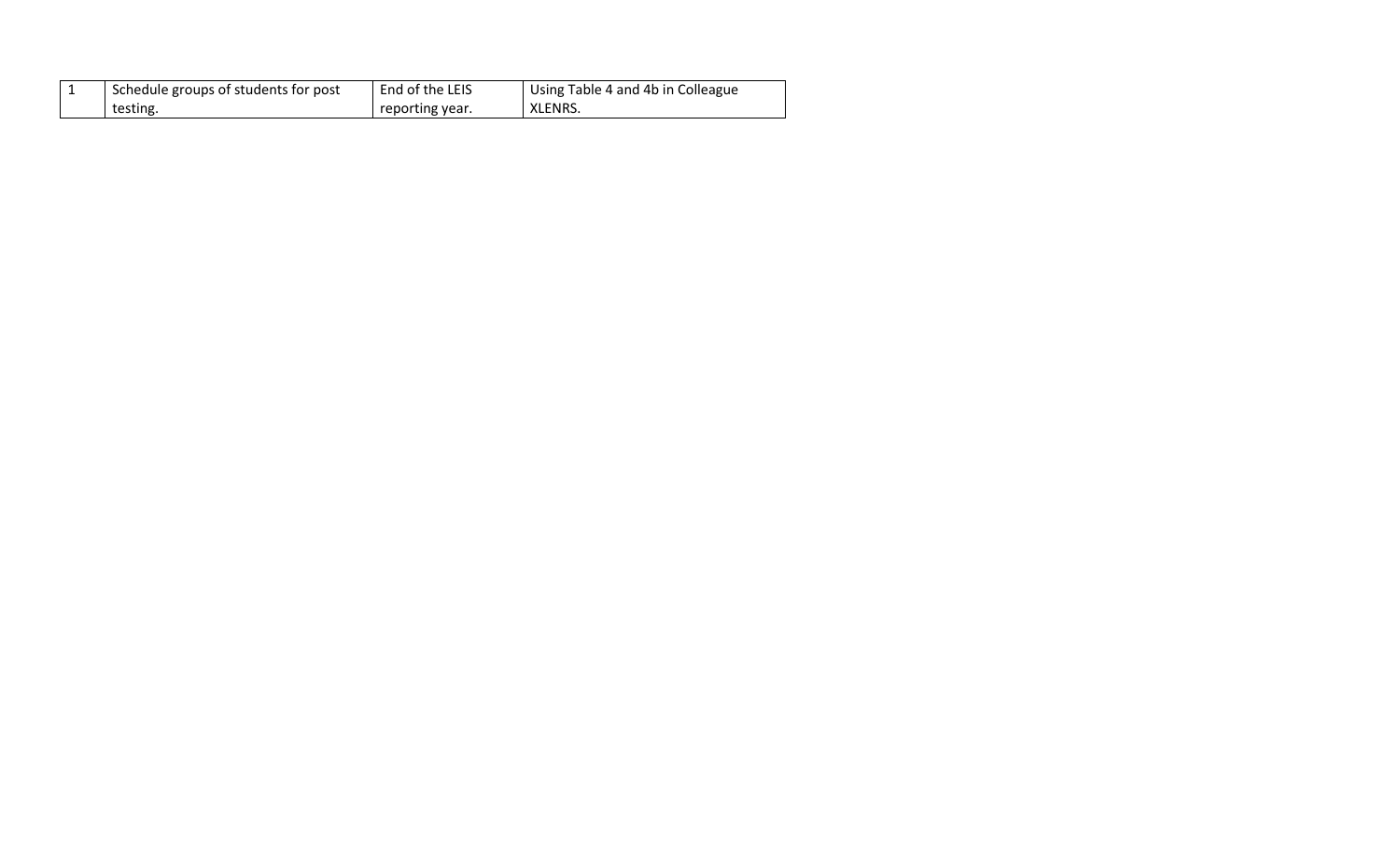| 1 | Schedule groups of students for post testing. | End of the LEIS reporting year. | Using Table 4 and 4b in Colleague XLENRS. |
|---|---|---|---|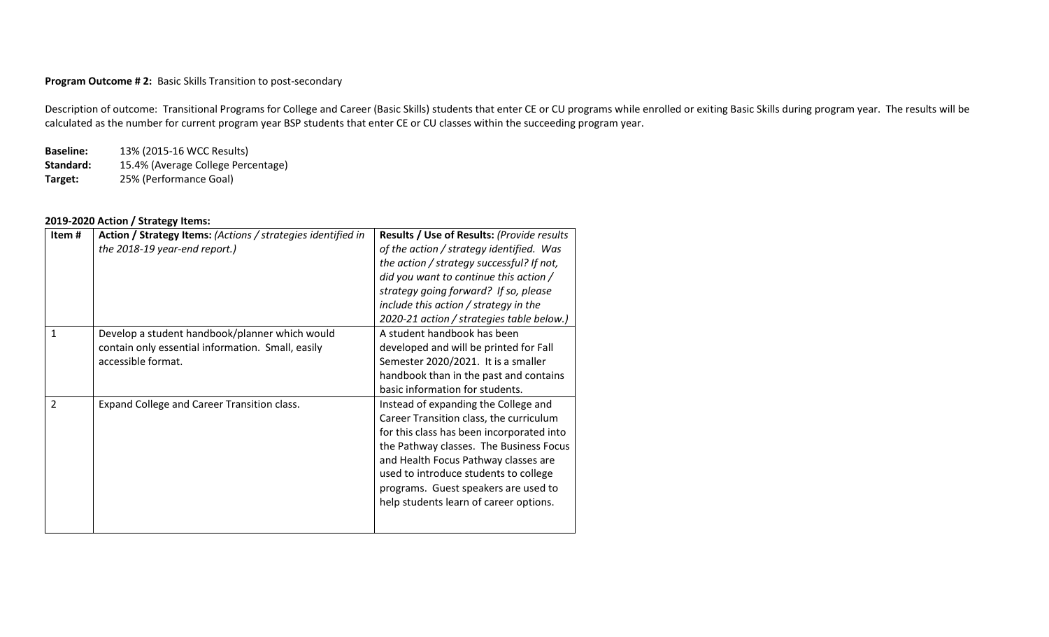**Program Outcome # 2:** Basic Skills Transition to post-secondary

Description of outcome: Transitional Programs for College and Career (Basic Skills) students that enter CE or CU programs while enrolled or exiting Basic Skills during program year. The results will be calculated as the number for current program year BSP students that enter CE or CU classes within the succeeding program year.

**Baseline:** 13% (2015-16 WCC Results)
**Standard:** 15.4% (Average College Percentage)
**Target:** 25% (Performance Goal)

**2019-2020 Action / Strategy Items:**

| Item # | **Action / Strategy Items:** *(Actions / strategies identified in the 2018-19 year-end report.)* | **Results / Use of Results:** *(Provide results of the action / strategy identified. Was the action / strategy successful? If not, did you want to continue this action / strategy going forward? If so, please include this action / strategy in the 2020-21 action / strategies table below.)* |
|---|---|---|
| 1 | Develop a student handbook/planner which would contain only essential information. Small, easily accessible format. | A student handbook has been developed and will be printed for Fall Semester 2020/2021. It is a smaller handbook than in the past and contains basic information for students. |
| 2 | Expand College and Career Transition class. | Instead of expanding the College and Career Transition class, the curriculum for this class has been incorporated into the Pathway classes. The Business Focus and Health Focus Pathway classes are used to introduce students to college programs. Guest speakers are used to help students learn of career options. |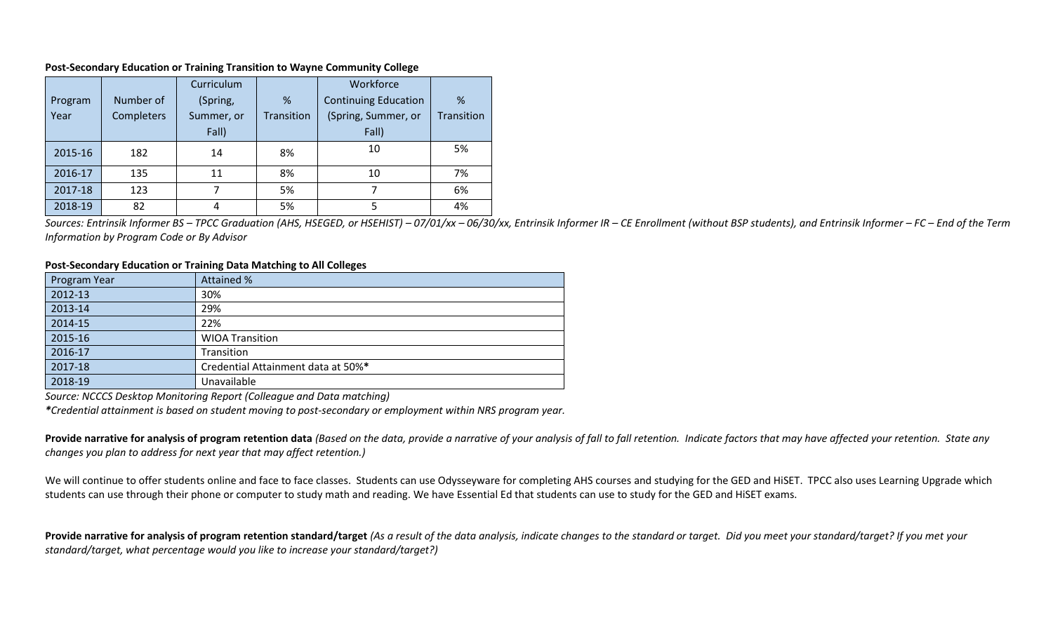**Post-Secondary Education or Training Transition to Wayne Community College**

| Program Year | Number of Completers | Curriculum (Spring, Summer, or Fall) | % Transition | Workforce Continuing Education (Spring, Summer, or Fall) | % Transition |
|---|---|---|---|---|---|
| 2015-16 | 182 | 14 | 8% | 10 | 5% |
| 2016-17 | 135 | 11 | 8% | 10 | 7% |
| 2017-18 | 123 | 7 | 5% | 7 | 6% |
| 2018-19 | 82 | 4 | 5% | 5 | 4% |

*Sources: Entrinsik Informer BS – TPCC Graduation (AHS, HSEGED, or HSEHIST) – 07/01/xx – 06/30/xx, Entrinsik Informer IR – CE Enrollment (without BSP students), and Entrinsik Informer – FC – End of the Term Information by Program Code or By Advisor*

**Post-Secondary Education or Training Data Matching to All Colleges**

| Program Year | Attained % |
|---|---|
| 2012-13 | 30% |
| 2013-14 | 29% |
| 2014-15 | 22% |
| 2015-16 | WIOA Transition |
| 2016-17 | Transition |
| 2017-18 | Credential Attainment data at 50%* |
| 2018-19 | Unavailable |

*Source: NCCCS Desktop Monitoring Report (Colleague and Data matching)*

*\*Credential attainment is based on student moving to post-secondary or employment within NRS program year.*

**Provide narrative for analysis of program retention data** *(Based on the data, provide a narrative of your analysis of fall to fall retention. Indicate factors that may have affected your retention. State any changes you plan to address for next year that may affect retention.)*

We will continue to offer students online and face to face classes. Students can use Odysseyware for completing AHS courses and studying for the GED and HiSET. TPCC also uses Learning Upgrade which students can use through their phone or computer to study math and reading. We have Essential Ed that students can use to study for the GED and HiSET exams.

**Provide narrative for analysis of program retention standard/target** *(As a result of the data analysis, indicate changes to the standard or target. Did you meet your standard/target? If you met your standard/target, what percentage would you like to increase your standard/target?)*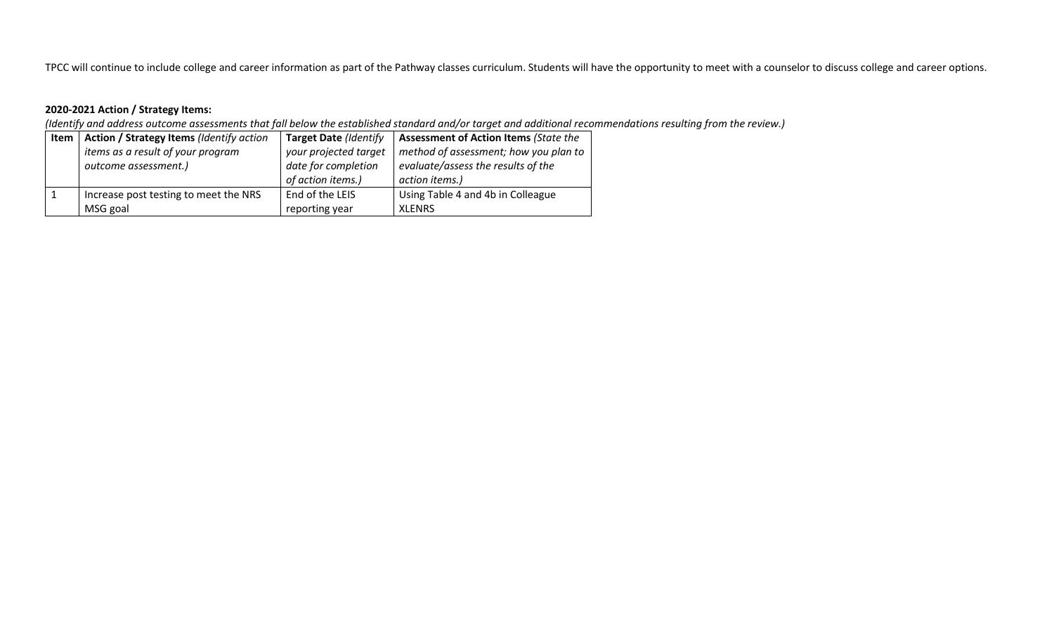TPCC will continue to include college and career information as part of the Pathway classes curriculum. Students will have the opportunity to meet with a counselor to discuss college and career options.

**2020-2021 Action / Strategy Items:**

*(Identify and address outcome assessments that fall below the established standard and/or target and additional recommendations resulting from the review.)*

| Item | **Action / Strategy Items** *(Identify action items as a result of your program outcome assessment.)* | **Target Date** *(Identify your projected target date for completion of action items.)* | **Assessment of Action Items** *(State the method of assessment; how you plan to evaluate/assess the results of the action items.)* |
|---|---|---|---|
| 1 | Increase post testing to meet the NRS MSG goal | End of the LEIS reporting year | Using Table 4 and 4b in Colleague XLENRS |